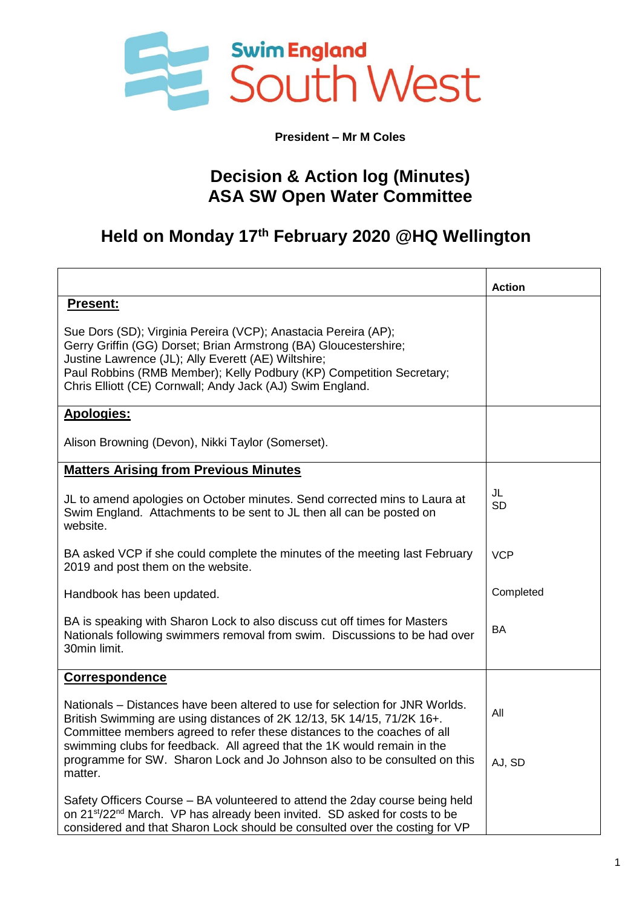Swim England South West

**President – Mr M Coles**

# Decision & Action log (Minutes)
# ASA SW Open Water Committee

## Held on Monday 17th February 2020 @HQ Wellington

| | Action |
|---|---|
| **Present:**<br><br>Sue Dors (SD); Virginia Pereira (VCP); Anastacia Pereira (AP); Gerry Griffin (GG) Dorset; Brian Armstrong (BA) Gloucestershire; Justine Lawrence (JL); Ally Everett (AE) Wiltshire; Paul Robbins (RMB Member); Kelly Podbury (KP) Competition Secretary; Chris Elliott (CE) Cornwall; Andy Jack (AJ) Swim England. | |
| **Apologies:**<br><br>Alison Browning (Devon), Nikki Taylor (Somerset). | |
| **Matters Arising from Previous Minutes**<br><br>JL to amend apologies on October minutes. Send corrected mins to Laura at Swim England. Attachments to be sent to JL then all can be posted on website.<br><br>BA asked VCP if she could complete the minutes of the meeting last February 2019 and post them on the website.<br><br>Handbook has been updated.<br><br>BA is speaking with Sharon Lock to also discuss cut off times for Masters Nationals following swimmers removal from swim. Discussions to be had over 30min limit. | JL<br>SD<br><br>VCP<br><br>Completed<br><br>BA |
| **Correspondence**<br><br>Nationals – Distances have been altered to use for selection for JNR Worlds. British Swimming are using distances of 2K 12/13, 5K 14/15, 71/2K 16+. Committee members agreed to refer these distances to the coaches of all swimming clubs for feedback. All agreed that the 1K would remain in the programme for SW. Sharon Lock and Jo Johnson also to be consulted on this matter.<br><br>Safety Officers Course – BA volunteered to attend the 2day course being held on 21st/22nd March. VP has already been invited. SD asked for costs to be considered and that Sharon Lock should be consulted over the costing for VP | All<br><br>AJ, SD |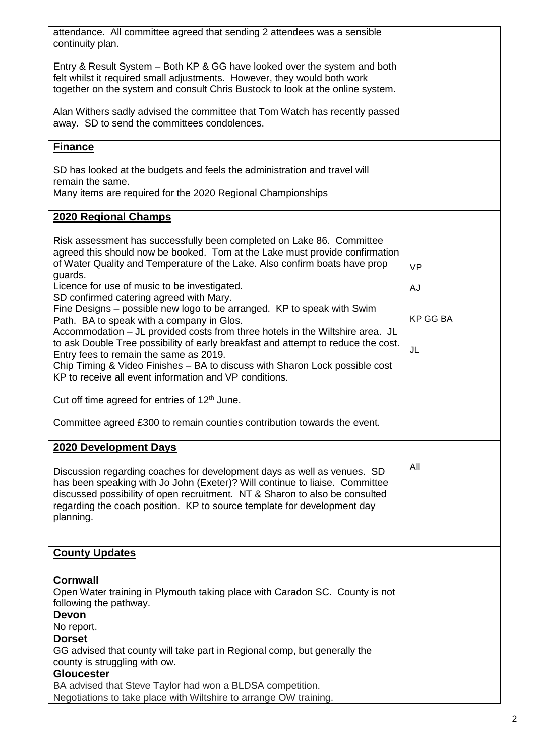| | |
|---|---|
| attendance. All committee agreed that sending 2 attendees was a sensible continuity plan.<br><br>Entry & Result System – Both KP & GG have looked over the system and both felt whilst it required small adjustments. However, they would both work together on the system and consult Chris Bustock to look at the online system.<br><br>Alan Withers sadly advised the committee that Tom Watch has recently passed away. SD to send the committees condolences. | |
| **Finance**<br><br>SD has looked at the budgets and feels the administration and travel will remain the same.<br>Many items are required for the 2020 Regional Championships | |
| **2020 Regional Champs**<br><br>Risk assessment has successfully been completed on Lake 86. Committee agreed this should now be booked. Tom at the Lake must provide confirmation of Water Quality and Temperature of the Lake. Also confirm boats have prop guards.<br>Licence for use of music to be investigated.<br>SD confirmed catering agreed with Mary.<br>Fine Designs – possible new logo to be arranged. KP to speak with Swim Path. BA to speak with a company in Glos.<br>Accommodation – JL provided costs from three hotels in the Wiltshire area. JL to ask Double Tree possibility of early breakfast and attempt to reduce the cost.<br>Entry fees to remain the same as 2019.<br>Chip Timing & Video Finishes – BA to discuss with Sharon Lock possible cost<br>KP to receive all event information and VP conditions.<br><br>Cut off time agreed for entries of 12th June.<br><br>Committee agreed £300 to remain counties contribution towards the event. | VP<br><br>AJ<br><br>KP GG BA<br><br>JL |
| **2020 Development Days**<br><br>Discussion regarding coaches for development days as well as venues. SD has been speaking with Jo John (Exeter)? Will continue to liaise. Committee discussed possibility of open recruitment. NT & Sharon to also be consulted regarding the coach position. KP to source template for development day planning. | All |
| **County Updates**<br><br>**Cornwall**<br>Open Water training in Plymouth taking place with Caradon SC. County is not following the pathway.<br>**Devon**<br>No report.<br>**Dorset**<br>GG advised that county will take part in Regional comp, but generally the county is struggling with ow.<br>**Gloucester**<br>BA advised that Steve Taylor had won a BLDSA competition.<br>Negotiations to take place with Wiltshire to arrange OW training. | |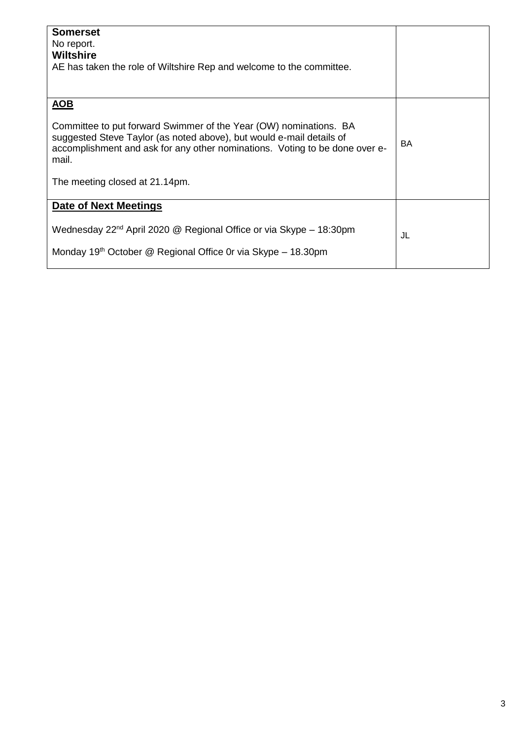| | |
|---|---|
| **Somerset**<br>No report.<br>**Wiltshire**<br>AE has taken the role of Wiltshire Rep and welcome to the committee. | |
| **AOB**<br><br>Committee to put forward Swimmer of the Year (OW) nominations. BA suggested Steve Taylor (as noted above), but would e-mail details of accomplishment and ask for any other nominations. Voting to be done over e-mail.<br><br>The meeting closed at 21.14pm. | BA |
| **Date of Next Meetings**<br><br>Wednesday 22nd April 2020 @ Regional Office or via Skype – 18:30pm<br><br>Monday 19th October @ Regional Office 0r via Skype – 18.30pm | JL |